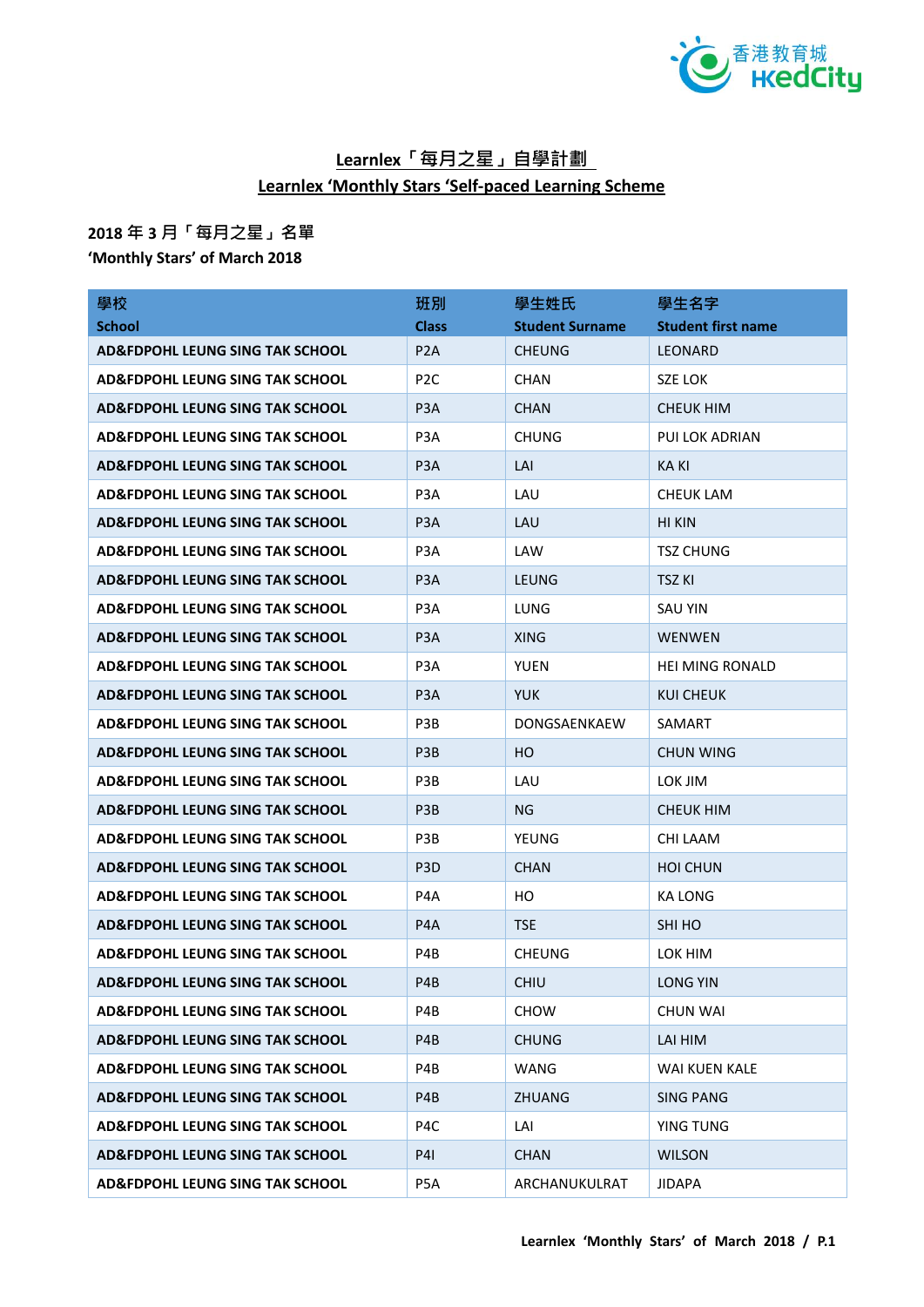# Learnlex「每月之星」自學計劃
# Learnlex 'Monthly Stars 'Self-paced Learning Scheme

**2018 年 3 月「每月之星」名單**
**'Monthly Stars' of March 2018**

| 學校 School | 班別 Class | 學生姓氏 Student Surname | 學生名字 Student first name |
|---|---|---|---|
| **AD&FDPOHL LEUNG SING TAK SCHOOL** | P2A | CHEUNG | LEONARD |
| **AD&FDPOHL LEUNG SING TAK SCHOOL** | P2C | CHAN | SZE LOK |
| **AD&FDPOHL LEUNG SING TAK SCHOOL** | P3A | CHAN | CHEUK HIM |
| **AD&FDPOHL LEUNG SING TAK SCHOOL** | P3A | CHUNG | PUI LOK ADRIAN |
| **AD&FDPOHL LEUNG SING TAK SCHOOL** | P3A | LAI | KA KI |
| **AD&FDPOHL LEUNG SING TAK SCHOOL** | P3A | LAU | CHEUK LAM |
| **AD&FDPOHL LEUNG SING TAK SCHOOL** | P3A | LAU | HI KIN |
| **AD&FDPOHL LEUNG SING TAK SCHOOL** | P3A | LAW | TSZ CHUNG |
| **AD&FDPOHL LEUNG SING TAK SCHOOL** | P3A | LEUNG | TSZ KI |
| **AD&FDPOHL LEUNG SING TAK SCHOOL** | P3A | LUNG | SAU YIN |
| **AD&FDPOHL LEUNG SING TAK SCHOOL** | P3A | XING | WENWEN |
| **AD&FDPOHL LEUNG SING TAK SCHOOL** | P3A | YUEN | HEI MING RONALD |
| **AD&FDPOHL LEUNG SING TAK SCHOOL** | P3A | YUK | KUI CHEUK |
| **AD&FDPOHL LEUNG SING TAK SCHOOL** | P3B | DONGSAENKAEW | SAMART |
| **AD&FDPOHL LEUNG SING TAK SCHOOL** | P3B | HO | CHUN WING |
| **AD&FDPOHL LEUNG SING TAK SCHOOL** | P3B | LAU | LOK JIM |
| **AD&FDPOHL LEUNG SING TAK SCHOOL** | P3B | NG | CHEUK HIM |
| **AD&FDPOHL LEUNG SING TAK SCHOOL** | P3B | YEUNG | CHI LAAM |
| **AD&FDPOHL LEUNG SING TAK SCHOOL** | P3D | CHAN | HOI CHUN |
| **AD&FDPOHL LEUNG SING TAK SCHOOL** | P4A | HO | KA LONG |
| **AD&FDPOHL LEUNG SING TAK SCHOOL** | P4A | TSE | SHI HO |
| **AD&FDPOHL LEUNG SING TAK SCHOOL** | P4B | CHEUNG | LOK HIM |
| **AD&FDPOHL LEUNG SING TAK SCHOOL** | P4B | CHIU | LONG YIN |
| **AD&FDPOHL LEUNG SING TAK SCHOOL** | P4B | CHOW | CHUN WAI |
| **AD&FDPOHL LEUNG SING TAK SCHOOL** | P4B | CHUNG | LAI HIM |
| **AD&FDPOHL LEUNG SING TAK SCHOOL** | P4B | WANG | WAI KUEN KALE |
| **AD&FDPOHL LEUNG SING TAK SCHOOL** | P4B | ZHUANG | SING PANG |
| **AD&FDPOHL LEUNG SING TAK SCHOOL** | P4C | LAI | YING TUNG |
| **AD&FDPOHL LEUNG SING TAK SCHOOL** | P4I | CHAN | WILSON |
| **AD&FDPOHL LEUNG SING TAK SCHOOL** | P5A | ARCHANUKULRAT | JIDAPA |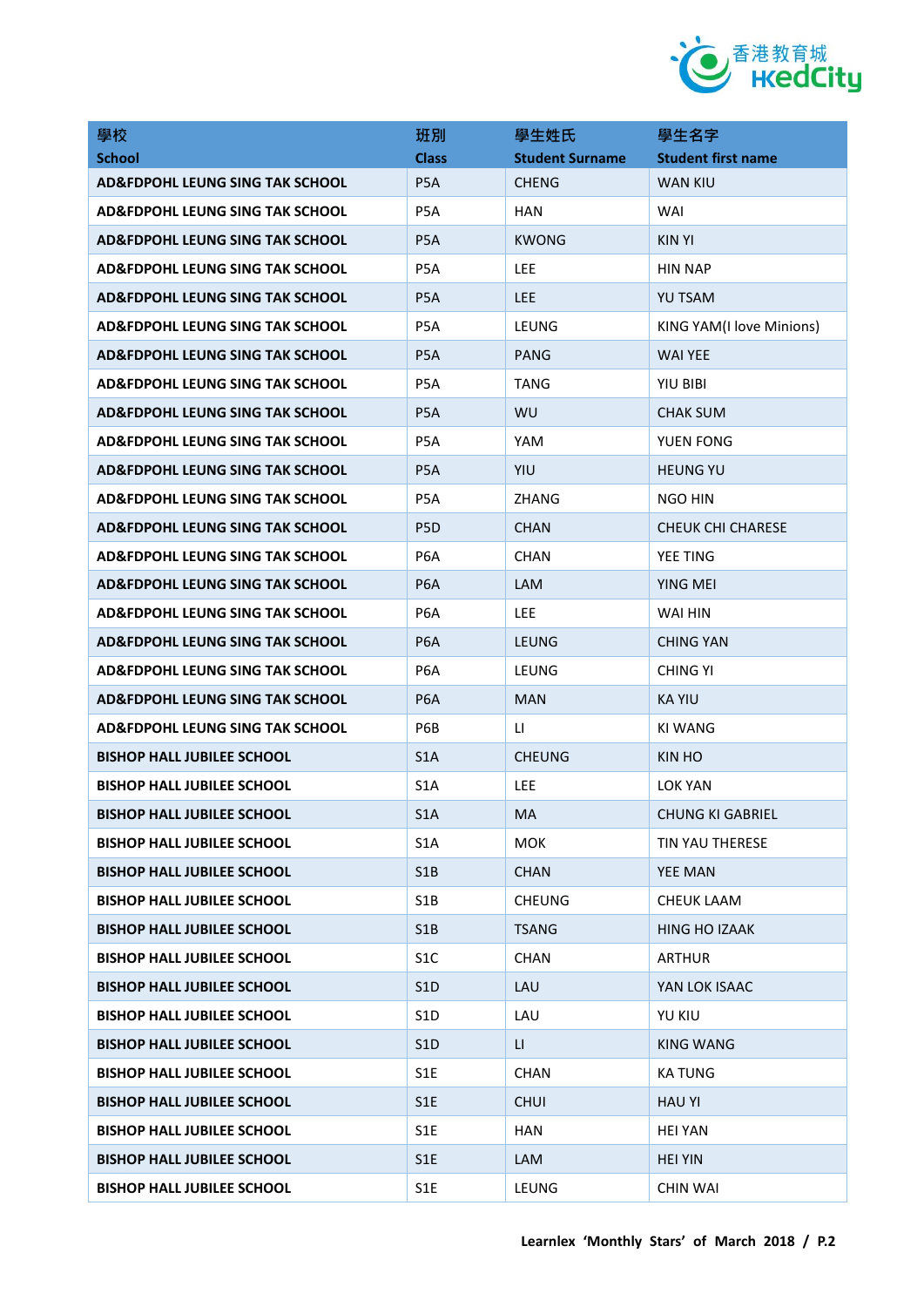| 學校<br>School | 班別<br>Class | 學生姓氏<br>Student Surname | 學生名字<br>Student first name |
|---|---|---|---|
| **AD&FDPOHL LEUNG SING TAK SCHOOL** | P5A | CHENG | WAN KIU |
| **AD&FDPOHL LEUNG SING TAK SCHOOL** | P5A | HAN | WAI |
| **AD&FDPOHL LEUNG SING TAK SCHOOL** | P5A | KWONG | KIN YI |
| **AD&FDPOHL LEUNG SING TAK SCHOOL** | P5A | LEE | HIN NAP |
| **AD&FDPOHL LEUNG SING TAK SCHOOL** | P5A | LEE | YU TSAM |
| **AD&FDPOHL LEUNG SING TAK SCHOOL** | P5A | LEUNG | KING YAM(I love Minions) |
| **AD&FDPOHL LEUNG SING TAK SCHOOL** | P5A | PANG | WAI YEE |
| **AD&FDPOHL LEUNG SING TAK SCHOOL** | P5A | TANG | YIU BIBI |
| **AD&FDPOHL LEUNG SING TAK SCHOOL** | P5A | WU | CHAK SUM |
| **AD&FDPOHL LEUNG SING TAK SCHOOL** | P5A | YAM | YUEN FONG |
| **AD&FDPOHL LEUNG SING TAK SCHOOL** | P5A | YIU | HEUNG YU |
| **AD&FDPOHL LEUNG SING TAK SCHOOL** | P5A | ZHANG | NGO HIN |
| **AD&FDPOHL LEUNG SING TAK SCHOOL** | P5D | CHAN | CHEUK CHI CHARESE |
| **AD&FDPOHL LEUNG SING TAK SCHOOL** | P6A | CHAN | YEE TING |
| **AD&FDPOHL LEUNG SING TAK SCHOOL** | P6A | LAM | YING MEI |
| **AD&FDPOHL LEUNG SING TAK SCHOOL** | P6A | LEE | WAI HIN |
| **AD&FDPOHL LEUNG SING TAK SCHOOL** | P6A | LEUNG | CHING YAN |
| **AD&FDPOHL LEUNG SING TAK SCHOOL** | P6A | LEUNG | CHING YI |
| **AD&FDPOHL LEUNG SING TAK SCHOOL** | P6A | MAN | KA YIU |
| **AD&FDPOHL LEUNG SING TAK SCHOOL** | P6B | LI | KI WANG |
| **BISHOP HALL JUBILEE SCHOOL** | S1A | CHEUNG | KIN HO |
| **BISHOP HALL JUBILEE SCHOOL** | S1A | LEE | LOK YAN |
| **BISHOP HALL JUBILEE SCHOOL** | S1A | MA | CHUNG KI GABRIEL |
| **BISHOP HALL JUBILEE SCHOOL** | S1A | MOK | TIN YAU THERESE |
| **BISHOP HALL JUBILEE SCHOOL** | S1B | CHAN | YEE MAN |
| **BISHOP HALL JUBILEE SCHOOL** | S1B | CHEUNG | CHEUK LAAM |
| **BISHOP HALL JUBILEE SCHOOL** | S1B | TSANG | HING HO IZAAK |
| **BISHOP HALL JUBILEE SCHOOL** | S1C | CHAN | ARTHUR |
| **BISHOP HALL JUBILEE SCHOOL** | S1D | LAU | YAN LOK ISAAC |
| **BISHOP HALL JUBILEE SCHOOL** | S1D | LAU | YU KIU |
| **BISHOP HALL JUBILEE SCHOOL** | S1D | LI | KING WANG |
| **BISHOP HALL JUBILEE SCHOOL** | S1E | CHAN | KA TUNG |
| **BISHOP HALL JUBILEE SCHOOL** | S1E | CHUI | HAU YI |
| **BISHOP HALL JUBILEE SCHOOL** | S1E | HAN | HEI YAN |
| **BISHOP HALL JUBILEE SCHOOL** | S1E | LAM | HEI YIN |
| **BISHOP HALL JUBILEE SCHOOL** | S1E | LEUNG | CHIN WAI |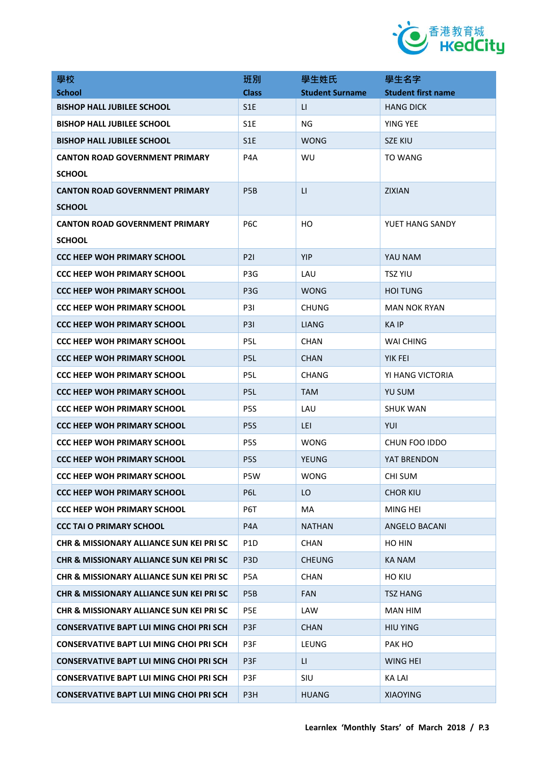| 學校<br>School | 班別<br>Class | 學生姓氏<br>Student Surname | 學生名字<br>Student first name |
|---|---|---|---|
| **BISHOP HALL JUBILEE SCHOOL** | S1E | LI | HANG DICK |
| **BISHOP HALL JUBILEE SCHOOL** | S1E | NG | YING YEE |
| **BISHOP HALL JUBILEE SCHOOL** | S1E | WONG | SZE KIU |
| **CANTON ROAD GOVERNMENT PRIMARY SCHOOL** | P4A | WU | TO WANG |
| **CANTON ROAD GOVERNMENT PRIMARY SCHOOL** | P5B | LI | ZIXIAN |
| **CANTON ROAD GOVERNMENT PRIMARY SCHOOL** | P6C | HO | YUET HANG SANDY |
| **CCC HEEP WOH PRIMARY SCHOOL** | P2I | YIP | YAU NAM |
| **CCC HEEP WOH PRIMARY SCHOOL** | P3G | LAU | TSZ YIU |
| **CCC HEEP WOH PRIMARY SCHOOL** | P3G | WONG | HOI TUNG |
| **CCC HEEP WOH PRIMARY SCHOOL** | P3I | CHUNG | MAN NOK RYAN |
| **CCC HEEP WOH PRIMARY SCHOOL** | P3I | LIANG | KA IP |
| **CCC HEEP WOH PRIMARY SCHOOL** | P5L | CHAN | WAI CHING |
| **CCC HEEP WOH PRIMARY SCHOOL** | P5L | CHAN | YIK FEI |
| **CCC HEEP WOH PRIMARY SCHOOL** | P5L | CHANG | YI HANG VICTORIA |
| **CCC HEEP WOH PRIMARY SCHOOL** | P5L | TAM | YU SUM |
| **CCC HEEP WOH PRIMARY SCHOOL** | P5S | LAU | SHUK WAN |
| **CCC HEEP WOH PRIMARY SCHOOL** | P5S | LEI | YUI |
| **CCC HEEP WOH PRIMARY SCHOOL** | P5S | WONG | CHUN FOO IDDO |
| **CCC HEEP WOH PRIMARY SCHOOL** | P5S | YEUNG | YAT BRENDON |
| **CCC HEEP WOH PRIMARY SCHOOL** | P5W | WONG | CHI SUM |
| **CCC HEEP WOH PRIMARY SCHOOL** | P6L | LO | CHOR KIU |
| **CCC HEEP WOH PRIMARY SCHOOL** | P6T | MA | MING HEI |
| **CCC TAI O PRIMARY SCHOOL** | P4A | NATHAN | ANGELO BACANI |
| **CHR & MISSIONARY ALLIANCE SUN KEI PRI SC** | P1D | CHAN | HO HIN |
| **CHR & MISSIONARY ALLIANCE SUN KEI PRI SC** | P3D | CHEUNG | KA NAM |
| **CHR & MISSIONARY ALLIANCE SUN KEI PRI SC** | P5A | CHAN | HO KIU |
| **CHR & MISSIONARY ALLIANCE SUN KEI PRI SC** | P5B | FAN | TSZ HANG |
| **CHR & MISSIONARY ALLIANCE SUN KEI PRI SC** | P5E | LAW | MAN HIM |
| **CONSERVATIVE BAPT LUI MING CHOI PRI SCH** | P3F | CHAN | HIU YING |
| **CONSERVATIVE BAPT LUI MING CHOI PRI SCH** | P3F | LEUNG | PAK HO |
| **CONSERVATIVE BAPT LUI MING CHOI PRI SCH** | P3F | LI | WING HEI |
| **CONSERVATIVE BAPT LUI MING CHOI PRI SCH** | P3F | SIU | KA LAI |
| **CONSERVATIVE BAPT LUI MING CHOI PRI SCH** | P3H | HUANG | XIAOYING |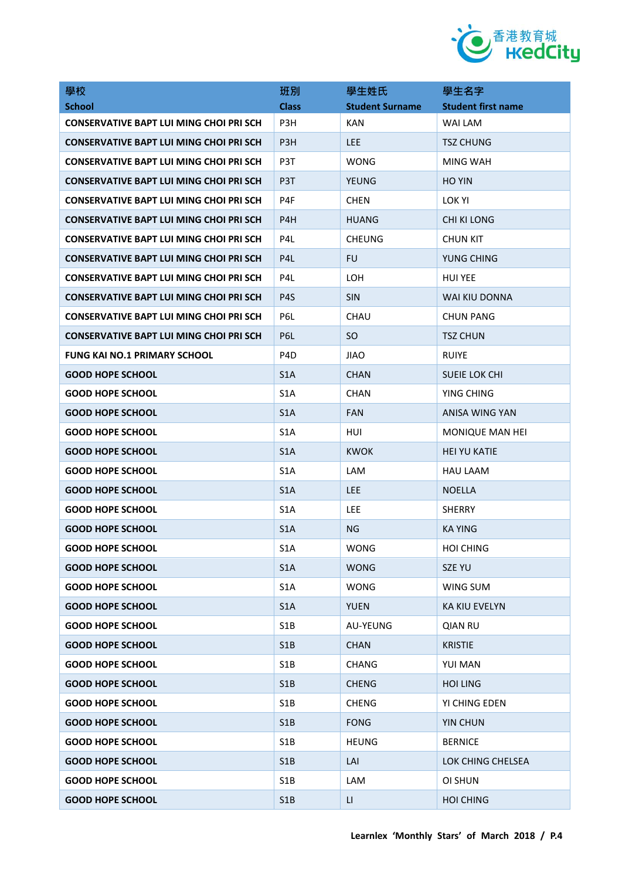| 學校<br>School | 班別<br>Class | 學生姓氏<br>Student Surname | 學生名字<br>Student first name |
|---|---|---|---|
| **CONSERVATIVE BAPT LUI MING CHOI PRI SCH** | P3H | KAN | WAI LAM |
| **CONSERVATIVE BAPT LUI MING CHOI PRI SCH** | P3H | LEE | TSZ CHUNG |
| **CONSERVATIVE BAPT LUI MING CHOI PRI SCH** | P3T | WONG | MING WAH |
| **CONSERVATIVE BAPT LUI MING CHOI PRI SCH** | P3T | YEUNG | HO YIN |
| **CONSERVATIVE BAPT LUI MING CHOI PRI SCH** | P4F | CHEN | LOK YI |
| **CONSERVATIVE BAPT LUI MING CHOI PRI SCH** | P4H | HUANG | CHI KI LONG |
| **CONSERVATIVE BAPT LUI MING CHOI PRI SCH** | P4L | CHEUNG | CHUN KIT |
| **CONSERVATIVE BAPT LUI MING CHOI PRI SCH** | P4L | FU | YUNG CHING |
| **CONSERVATIVE BAPT LUI MING CHOI PRI SCH** | P4L | LOH | HUI YEE |
| **CONSERVATIVE BAPT LUI MING CHOI PRI SCH** | P4S | SIN | WAI KIU DONNA |
| **CONSERVATIVE BAPT LUI MING CHOI PRI SCH** | P6L | CHAU | CHUN PANG |
| **CONSERVATIVE BAPT LUI MING CHOI PRI SCH** | P6L | SO | TSZ CHUN |
| **FUNG KAI NO.1 PRIMARY SCHOOL** | P4D | JIAO | RUIYE |
| **GOOD HOPE SCHOOL** | S1A | CHAN | SUEIE LOK CHI |
| **GOOD HOPE SCHOOL** | S1A | CHAN | YING CHING |
| **GOOD HOPE SCHOOL** | S1A | FAN | ANISA WING YAN |
| **GOOD HOPE SCHOOL** | S1A | HUI | MONIQUE MAN HEI |
| **GOOD HOPE SCHOOL** | S1A | KWOK | HEI YU KATIE |
| **GOOD HOPE SCHOOL** | S1A | LAM | HAU LAAM |
| **GOOD HOPE SCHOOL** | S1A | LEE | NOELLA |
| **GOOD HOPE SCHOOL** | S1A | LEE | SHERRY |
| **GOOD HOPE SCHOOL** | S1A | NG | KA YING |
| **GOOD HOPE SCHOOL** | S1A | WONG | HOI CHING |
| **GOOD HOPE SCHOOL** | S1A | WONG | SZE YU |
| **GOOD HOPE SCHOOL** | S1A | WONG | WING SUM |
| **GOOD HOPE SCHOOL** | S1A | YUEN | KA KIU EVELYN |
| **GOOD HOPE SCHOOL** | S1B | AU-YEUNG | QIAN RU |
| **GOOD HOPE SCHOOL** | S1B | CHAN | KRISTIE |
| **GOOD HOPE SCHOOL** | S1B | CHANG | YUI MAN |
| **GOOD HOPE SCHOOL** | S1B | CHENG | HOI LING |
| **GOOD HOPE SCHOOL** | S1B | CHENG | YI CHING EDEN |
| **GOOD HOPE SCHOOL** | S1B | FONG | YIN CHUN |
| **GOOD HOPE SCHOOL** | S1B | HEUNG | BERNICE |
| **GOOD HOPE SCHOOL** | S1B | LAI | LOK CHING CHELSEA |
| **GOOD HOPE SCHOOL** | S1B | LAM | OI SHUN |
| **GOOD HOPE SCHOOL** | S1B | LI | HOI CHING |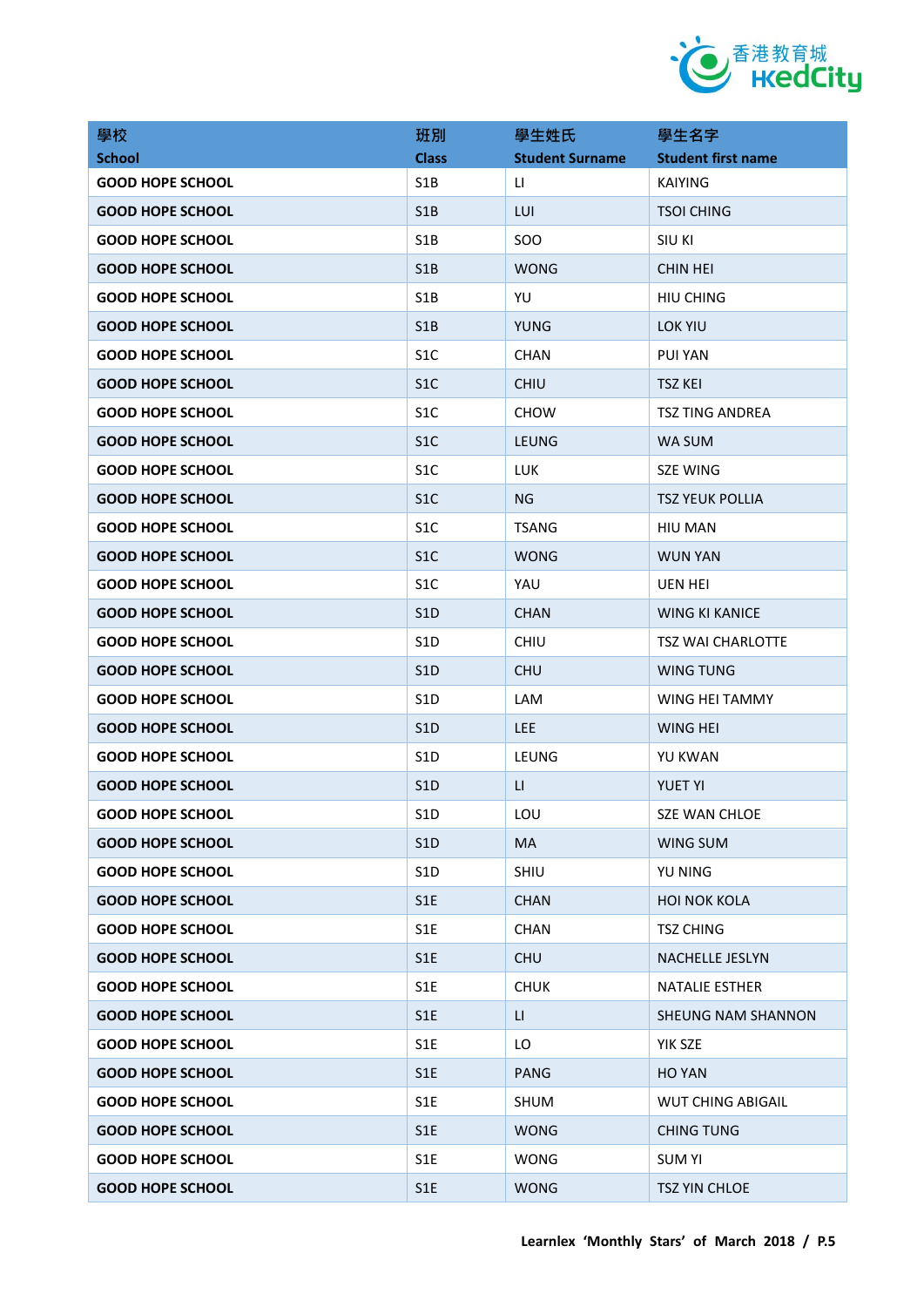| 學校<br>School | 班別<br>Class | 學生姓氏<br>Student Surname | 學生名字<br>Student first name |
|---|---|---|---|
| GOOD HOPE SCHOOL | S1B | LI | KAIYING |
| GOOD HOPE SCHOOL | S1B | LUI | TSOI CHING |
| GOOD HOPE SCHOOL | S1B | SOO | SIU KI |
| GOOD HOPE SCHOOL | S1B | WONG | CHIN HEI |
| GOOD HOPE SCHOOL | S1B | YU | HIU CHING |
| GOOD HOPE SCHOOL | S1B | YUNG | LOK YIU |
| GOOD HOPE SCHOOL | S1C | CHAN | PUI YAN |
| GOOD HOPE SCHOOL | S1C | CHIU | TSZ KEI |
| GOOD HOPE SCHOOL | S1C | CHOW | TSZ TING ANDREA |
| GOOD HOPE SCHOOL | S1C | LEUNG | WA SUM |
| GOOD HOPE SCHOOL | S1C | LUK | SZE WING |
| GOOD HOPE SCHOOL | S1C | NG | TSZ YEUK POLLIA |
| GOOD HOPE SCHOOL | S1C | TSANG | HIU MAN |
| GOOD HOPE SCHOOL | S1C | WONG | WUN YAN |
| GOOD HOPE SCHOOL | S1C | YAU | UEN HEI |
| GOOD HOPE SCHOOL | S1D | CHAN | WING KI KANICE |
| GOOD HOPE SCHOOL | S1D | CHIU | TSZ WAI CHARLOTTE |
| GOOD HOPE SCHOOL | S1D | CHU | WING TUNG |
| GOOD HOPE SCHOOL | S1D | LAM | WING HEI TAMMY |
| GOOD HOPE SCHOOL | S1D | LEE | WING HEI |
| GOOD HOPE SCHOOL | S1D | LEUNG | YU KWAN |
| GOOD HOPE SCHOOL | S1D | LI | YUET YI |
| GOOD HOPE SCHOOL | S1D | LOU | SZE WAN CHLOE |
| GOOD HOPE SCHOOL | S1D | MA | WING SUM |
| GOOD HOPE SCHOOL | S1D | SHIU | YU NING |
| GOOD HOPE SCHOOL | S1E | CHAN | HOI NOK KOLA |
| GOOD HOPE SCHOOL | S1E | CHAN | TSZ CHING |
| GOOD HOPE SCHOOL | S1E | CHU | NACHELLE JESLYN |
| GOOD HOPE SCHOOL | S1E | CHUK | NATALIE ESTHER |
| GOOD HOPE SCHOOL | S1E | LI | SHEUNG NAM SHANNON |
| GOOD HOPE SCHOOL | S1E | LO | YIK SZE |
| GOOD HOPE SCHOOL | S1E | PANG | HO YAN |
| GOOD HOPE SCHOOL | S1E | SHUM | WUT CHING ABIGAIL |
| GOOD HOPE SCHOOL | S1E | WONG | CHING TUNG |
| GOOD HOPE SCHOOL | S1E | WONG | SUM YI |
| GOOD HOPE SCHOOL | S1E | WONG | TSZ YIN CHLOE |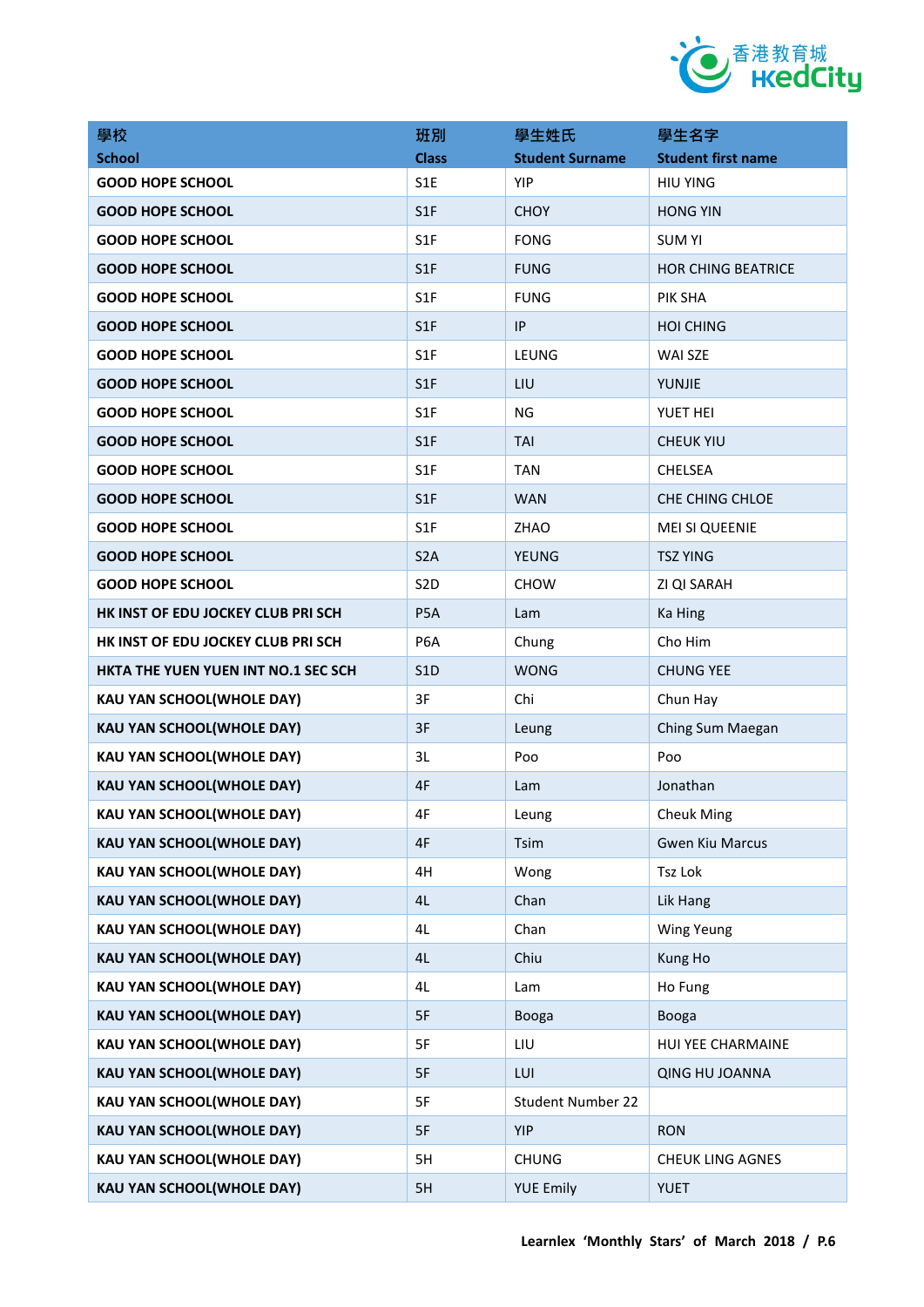| 學校<br>School | 班別<br>Class | 學生姓氏<br>Student Surname | 學生名字<br>Student first name |
|---|---|---|---|
| GOOD HOPE SCHOOL | S1E | YIP | HIU YING |
| GOOD HOPE SCHOOL | S1F | CHOY | HONG YIN |
| GOOD HOPE SCHOOL | S1F | FONG | SUM YI |
| GOOD HOPE SCHOOL | S1F | FUNG | HOR CHING BEATRICE |
| GOOD HOPE SCHOOL | S1F | FUNG | PIK SHA |
| GOOD HOPE SCHOOL | S1F | IP | HOI CHING |
| GOOD HOPE SCHOOL | S1F | LEUNG | WAI SZE |
| GOOD HOPE SCHOOL | S1F | LIU | YUNJIE |
| GOOD HOPE SCHOOL | S1F | NG | YUET HEI |
| GOOD HOPE SCHOOL | S1F | TAI | CHEUK YIU |
| GOOD HOPE SCHOOL | S1F | TAN | CHELSEA |
| GOOD HOPE SCHOOL | S1F | WAN | CHE CHING CHLOE |
| GOOD HOPE SCHOOL | S1F | ZHAO | MEI SI QUEENIE |
| GOOD HOPE SCHOOL | S2A | YEUNG | TSZ YING |
| GOOD HOPE SCHOOL | S2D | CHOW | ZI QI SARAH |
| HK INST OF EDU JOCKEY CLUB PRI SCH | P5A | Lam | Ka Hing |
| HK INST OF EDU JOCKEY CLUB PRI SCH | P6A | Chung | Cho Him |
| HKTA THE YUEN YUEN INT NO.1 SEC SCH | S1D | WONG | CHUNG YEE |
| KAU YAN SCHOOL(WHOLE DAY) | 3F | Chi | Chun Hay |
| KAU YAN SCHOOL(WHOLE DAY) | 3F | Leung | Ching Sum Maegan |
| KAU YAN SCHOOL(WHOLE DAY) | 3L | Poo | Poo |
| KAU YAN SCHOOL(WHOLE DAY) | 4F | Lam | Jonathan |
| KAU YAN SCHOOL(WHOLE DAY) | 4F | Leung | Cheuk Ming |
| KAU YAN SCHOOL(WHOLE DAY) | 4F | Tsim | Gwen Kiu Marcus |
| KAU YAN SCHOOL(WHOLE DAY) | 4H | Wong | Tsz Lok |
| KAU YAN SCHOOL(WHOLE DAY) | 4L | Chan | Lik Hang |
| KAU YAN SCHOOL(WHOLE DAY) | 4L | Chan | Wing Yeung |
| KAU YAN SCHOOL(WHOLE DAY) | 4L | Chiu | Kung Ho |
| KAU YAN SCHOOL(WHOLE DAY) | 4L | Lam | Ho Fung |
| KAU YAN SCHOOL(WHOLE DAY) | 5F | Booga | Booga |
| KAU YAN SCHOOL(WHOLE DAY) | 5F | LIU | HUI YEE CHARMAINE |
| KAU YAN SCHOOL(WHOLE DAY) | 5F | LUI | QING HU JOANNA |
| KAU YAN SCHOOL(WHOLE DAY) | 5F | Student Number 22 | |
| KAU YAN SCHOOL(WHOLE DAY) | 5F | YIP | RON |
| KAU YAN SCHOOL(WHOLE DAY) | 5H | CHUNG | CHEUK LING AGNES |
| KAU YAN SCHOOL(WHOLE DAY) | 5H | YUE Emily | YUET |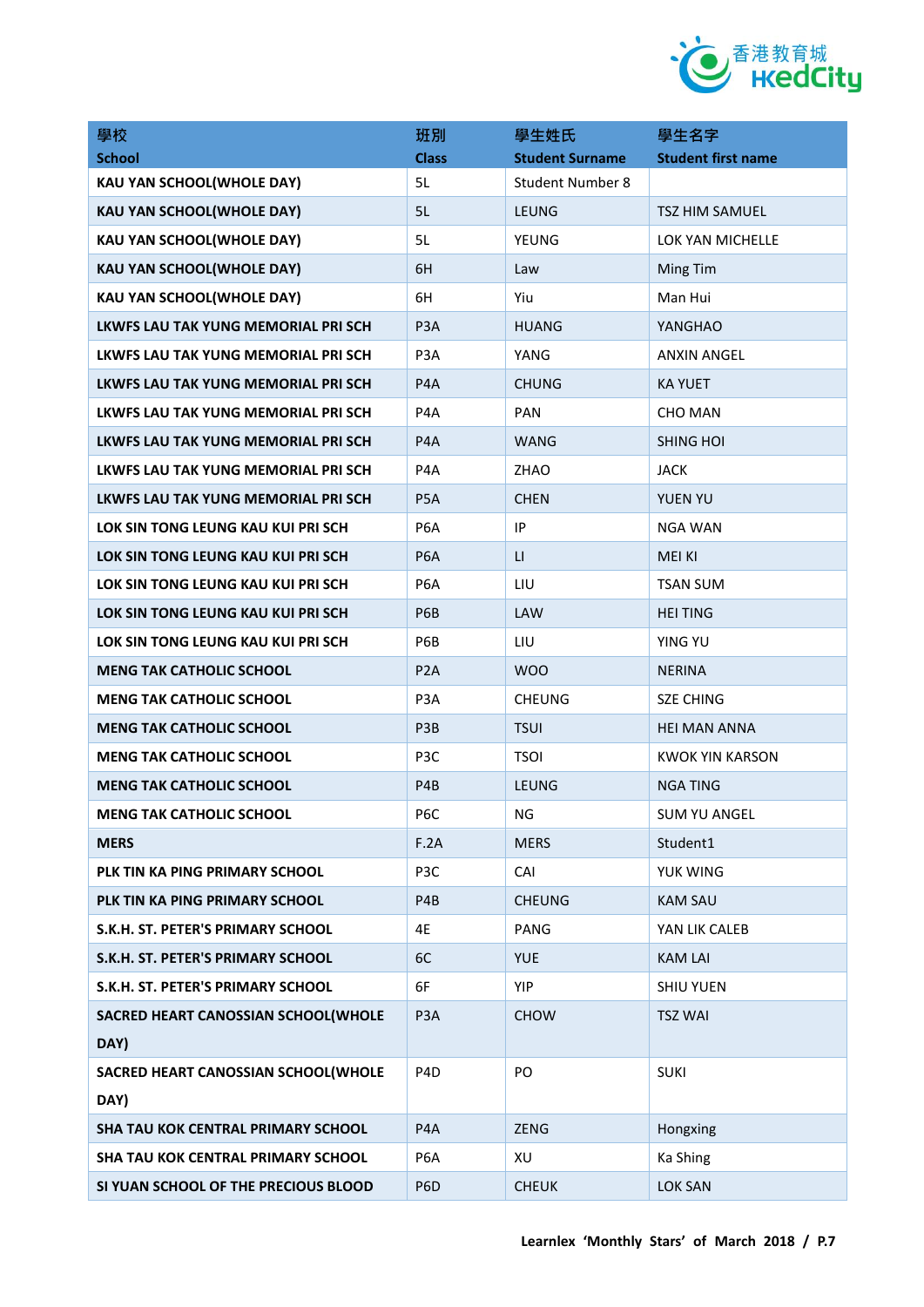| 學校<br>School | 班別<br>Class | 學生姓氏<br>Student Surname | 學生名字<br>Student first name |
|---|---|---|---|
| KAU YAN SCHOOL(WHOLE DAY) | 5L | Student Number 8 | |
| KAU YAN SCHOOL(WHOLE DAY) | 5L | LEUNG | TSZ HIM SAMUEL |
| KAU YAN SCHOOL(WHOLE DAY) | 5L | YEUNG | LOK YAN MICHELLE |
| KAU YAN SCHOOL(WHOLE DAY) | 6H | Law | Ming Tim |
| KAU YAN SCHOOL(WHOLE DAY) | 6H | Yiu | Man Hui |
| LKWFS LAU TAK YUNG MEMORIAL PRI SCH | P3A | HUANG | YANGHAO |
| LKWFS LAU TAK YUNG MEMORIAL PRI SCH | P3A | YANG | ANXIN ANGEL |
| LKWFS LAU TAK YUNG MEMORIAL PRI SCH | P4A | CHUNG | KA YUET |
| LKWFS LAU TAK YUNG MEMORIAL PRI SCH | P4A | PAN | CHO MAN |
| LKWFS LAU TAK YUNG MEMORIAL PRI SCH | P4A | WANG | SHING HOI |
| LKWFS LAU TAK YUNG MEMORIAL PRI SCH | P4A | ZHAO | JACK |
| LKWFS LAU TAK YUNG MEMORIAL PRI SCH | P5A | CHEN | YUEN YU |
| LOK SIN TONG LEUNG KAU KUI PRI SCH | P6A | IP | NGA WAN |
| LOK SIN TONG LEUNG KAU KUI PRI SCH | P6A | LI | MEI KI |
| LOK SIN TONG LEUNG KAU KUI PRI SCH | P6A | LIU | TSAN SUM |
| LOK SIN TONG LEUNG KAU KUI PRI SCH | P6B | LAW | HEI TING |
| LOK SIN TONG LEUNG KAU KUI PRI SCH | P6B | LIU | YING YU |
| MENG TAK CATHOLIC SCHOOL | P2A | WOO | NERINA |
| MENG TAK CATHOLIC SCHOOL | P3A | CHEUNG | SZE CHING |
| MENG TAK CATHOLIC SCHOOL | P3B | TSUI | HEI MAN ANNA |
| MENG TAK CATHOLIC SCHOOL | P3C | TSOI | KWOK YIN KARSON |
| MENG TAK CATHOLIC SCHOOL | P4B | LEUNG | NGA TING |
| MENG TAK CATHOLIC SCHOOL | P6C | NG | SUM YU ANGEL |
| MERS | F.2A | MERS | Student1 |
| PLK TIN KA PING PRIMARY SCHOOL | P3C | CAI | YUK WING |
| PLK TIN KA PING PRIMARY SCHOOL | P4B | CHEUNG | KAM SAU |
| S.K.H. ST. PETER'S PRIMARY SCHOOL | 4E | PANG | YAN LIK CALEB |
| S.K.H. ST. PETER'S PRIMARY SCHOOL | 6C | YUE | KAM LAI |
| S.K.H. ST. PETER'S PRIMARY SCHOOL | 6F | YIP | SHIU YUEN |
| SACRED HEART CANOSSIAN SCHOOL(WHOLE DAY) | P3A | CHOW | TSZ WAI |
| SACRED HEART CANOSSIAN SCHOOL(WHOLE DAY) | P4D | PO | SUKI |
| SHA TAU KOK CENTRAL PRIMARY SCHOOL | P4A | ZENG | Hongxing |
| SHA TAU KOK CENTRAL PRIMARY SCHOOL | P6A | XU | Ka Shing |
| SI YUAN SCHOOL OF THE PRECIOUS BLOOD | P6D | CHEUK | LOK SAN |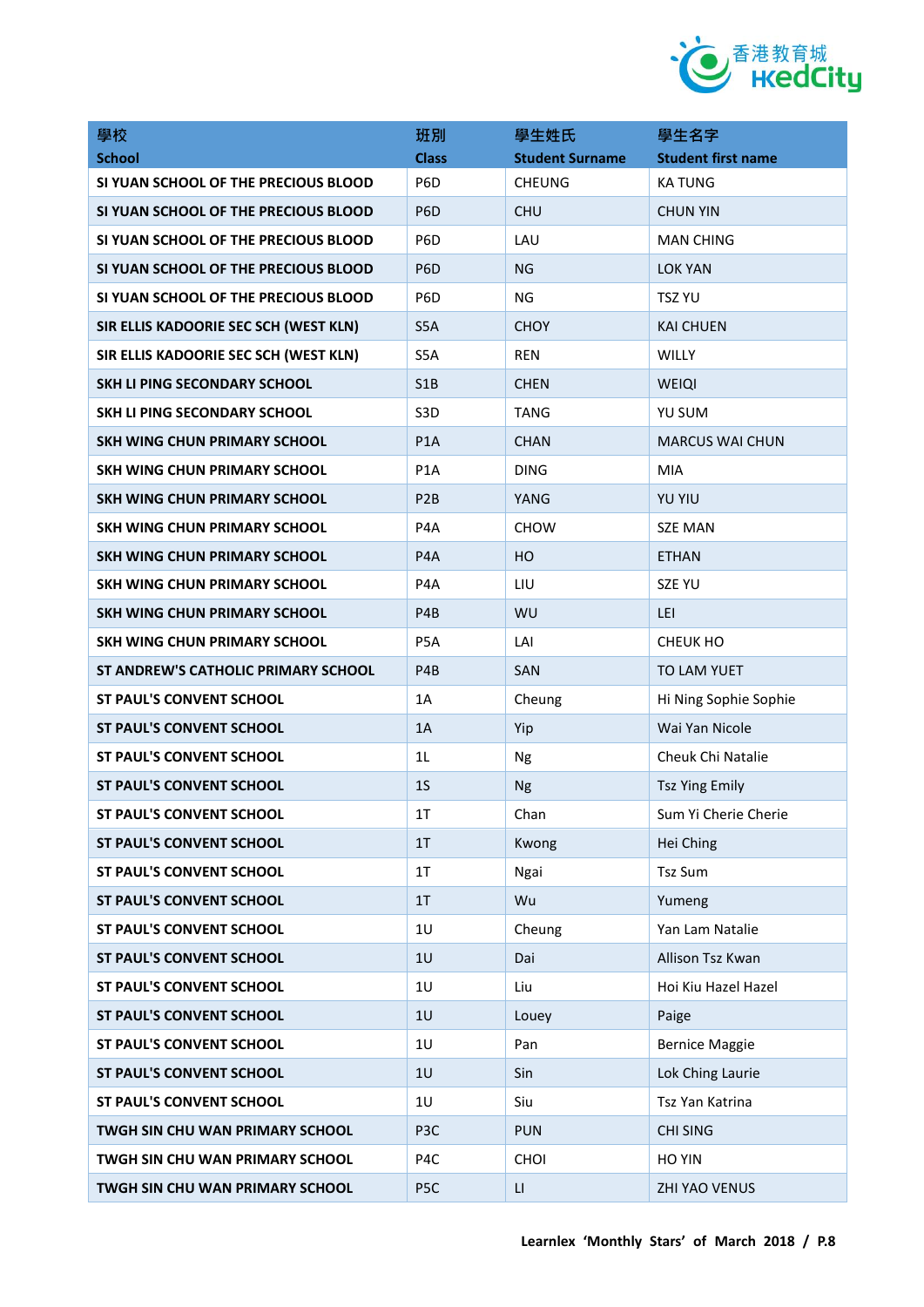| 學校<br>School | 班別<br>Class | 學生姓氏<br>Student Surname | 學生名字<br>Student first name |
|---|---|---|---|
| SI YUAN SCHOOL OF THE PRECIOUS BLOOD | P6D | CHEUNG | KA TUNG |
| SI YUAN SCHOOL OF THE PRECIOUS BLOOD | P6D | CHU | CHUN YIN |
| SI YUAN SCHOOL OF THE PRECIOUS BLOOD | P6D | LAU | MAN CHING |
| SI YUAN SCHOOL OF THE PRECIOUS BLOOD | P6D | NG | LOK YAN |
| SI YUAN SCHOOL OF THE PRECIOUS BLOOD | P6D | NG | TSZ YU |
| SIR ELLIS KADOORIE SEC SCH (WEST KLN) | S5A | CHOY | KAI CHUEN |
| SIR ELLIS KADOORIE SEC SCH (WEST KLN) | S5A | REN | WILLY |
| SKH LI PING SECONDARY SCHOOL | S1B | CHEN | WEIQI |
| SKH LI PING SECONDARY SCHOOL | S3D | TANG | YU SUM |
| SKH WING CHUN PRIMARY SCHOOL | P1A | CHAN | MARCUS WAI CHUN |
| SKH WING CHUN PRIMARY SCHOOL | P1A | DING | MIA |
| SKH WING CHUN PRIMARY SCHOOL | P2B | YANG | YU YIU |
| SKH WING CHUN PRIMARY SCHOOL | P4A | CHOW | SZE MAN |
| SKH WING CHUN PRIMARY SCHOOL | P4A | HO | ETHAN |
| SKH WING CHUN PRIMARY SCHOOL | P4A | LIU | SZE YU |
| SKH WING CHUN PRIMARY SCHOOL | P4B | WU | LEI |
| SKH WING CHUN PRIMARY SCHOOL | P5A | LAI | CHEUK HO |
| ST ANDREW'S CATHOLIC PRIMARY SCHOOL | P4B | SAN | TO LAM YUET |
| ST PAUL'S CONVENT SCHOOL | 1A | Cheung | Hi Ning Sophie Sophie |
| ST PAUL'S CONVENT SCHOOL | 1A | Yip | Wai Yan Nicole |
| ST PAUL'S CONVENT SCHOOL | 1L | Ng | Cheuk Chi Natalie |
| ST PAUL'S CONVENT SCHOOL | 1S | Ng | Tsz Ying Emily |
| ST PAUL'S CONVENT SCHOOL | 1T | Chan | Sum Yi Cherie Cherie |
| ST PAUL'S CONVENT SCHOOL | 1T | Kwong | Hei Ching |
| ST PAUL'S CONVENT SCHOOL | 1T | Ngai | Tsz Sum |
| ST PAUL'S CONVENT SCHOOL | 1T | Wu | Yumeng |
| ST PAUL'S CONVENT SCHOOL | 1U | Cheung | Yan Lam Natalie |
| ST PAUL'S CONVENT SCHOOL | 1U | Dai | Allison Tsz Kwan |
| ST PAUL'S CONVENT SCHOOL | 1U | Liu | Hoi Kiu Hazel Hazel |
| ST PAUL'S CONVENT SCHOOL | 1U | Louey | Paige |
| ST PAUL'S CONVENT SCHOOL | 1U | Pan | Bernice Maggie |
| ST PAUL'S CONVENT SCHOOL | 1U | Sin | Lok Ching Laurie |
| ST PAUL'S CONVENT SCHOOL | 1U | Siu | Tsz Yan Katrina |
| TWGH SIN CHU WAN PRIMARY SCHOOL | P3C | PUN | CHI SING |
| TWGH SIN CHU WAN PRIMARY SCHOOL | P4C | CHOI | HO YIN |
| TWGH SIN CHU WAN PRIMARY SCHOOL | P5C | LI | ZHI YAO VENUS |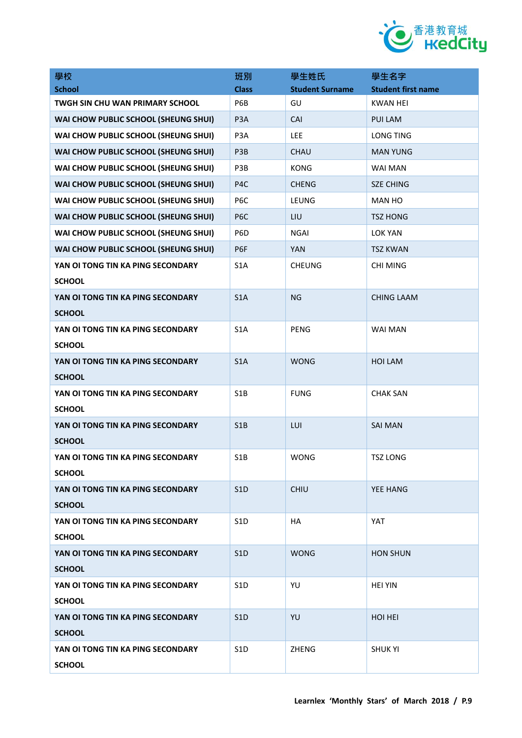| 學校<br>School | 班別<br>Class | 學生姓氏<br>Student Surname | 學生名字<br>Student first name |
|---|---|---|---|
| TWGH SIN CHU WAN PRIMARY SCHOOL | P6B | GU | KWAN HEI |
| WAI CHOW PUBLIC SCHOOL (SHEUNG SHUI) | P3A | CAI | PUI LAM |
| WAI CHOW PUBLIC SCHOOL (SHEUNG SHUI) | P3A | LEE | LONG TING |
| WAI CHOW PUBLIC SCHOOL (SHEUNG SHUI) | P3B | CHAU | MAN YUNG |
| WAI CHOW PUBLIC SCHOOL (SHEUNG SHUI) | P3B | KONG | WAI MAN |
| WAI CHOW PUBLIC SCHOOL (SHEUNG SHUI) | P4C | CHENG | SZE CHING |
| WAI CHOW PUBLIC SCHOOL (SHEUNG SHUI) | P6C | LEUNG | MAN HO |
| WAI CHOW PUBLIC SCHOOL (SHEUNG SHUI) | P6C | LIU | TSZ HONG |
| WAI CHOW PUBLIC SCHOOL (SHEUNG SHUI) | P6D | NGAI | LOK YAN |
| WAI CHOW PUBLIC SCHOOL (SHEUNG SHUI) | P6F | YAN | TSZ KWAN |
| YAN OI TONG TIN KA PING SECONDARY SCHOOL | S1A | CHEUNG | CHI MING |
| YAN OI TONG TIN KA PING SECONDARY SCHOOL | S1A | NG | CHING LAAM |
| YAN OI TONG TIN KA PING SECONDARY SCHOOL | S1A | PENG | WAI MAN |
| YAN OI TONG TIN KA PING SECONDARY SCHOOL | S1A | WONG | HOI LAM |
| YAN OI TONG TIN KA PING SECONDARY SCHOOL | S1B | FUNG | CHAK SAN |
| YAN OI TONG TIN KA PING SECONDARY SCHOOL | S1B | LUI | SAI MAN |
| YAN OI TONG TIN KA PING SECONDARY SCHOOL | S1B | WONG | TSZ LONG |
| YAN OI TONG TIN KA PING SECONDARY SCHOOL | S1D | CHIU | YEE HANG |
| YAN OI TONG TIN KA PING SECONDARY SCHOOL | S1D | HA | YAT |
| YAN OI TONG TIN KA PING SECONDARY SCHOOL | S1D | WONG | HON SHUN |
| YAN OI TONG TIN KA PING SECONDARY SCHOOL | S1D | YU | HEI YIN |
| YAN OI TONG TIN KA PING SECONDARY SCHOOL | S1D | YU | HOI HEI |
| YAN OI TONG TIN KA PING SECONDARY SCHOOL | S1D | ZHENG | SHUK YI |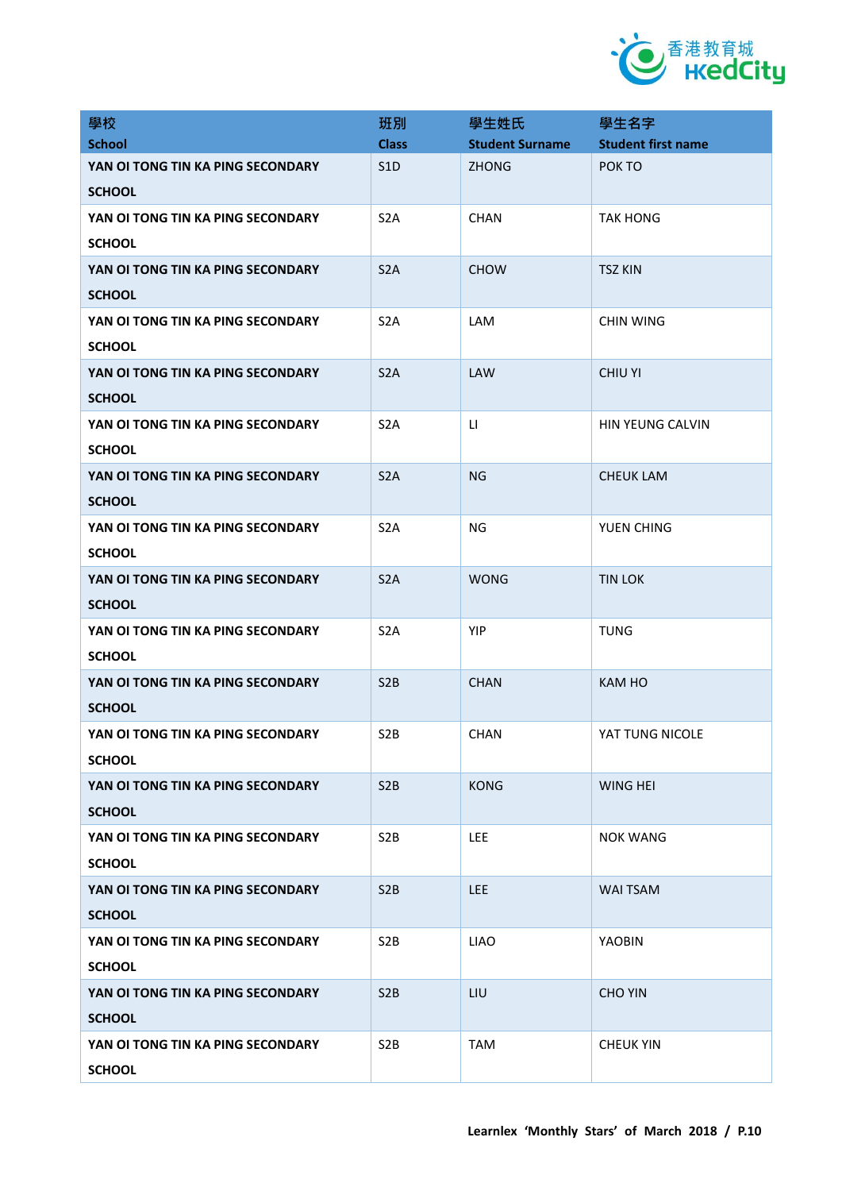| 學校<br>School | 班別<br>Class | 學生姓氏<br>Student Surname | 學生名字<br>Student first name |
|---|---|---|---|
| YAN OI TONG TIN KA PING SECONDARY SCHOOL | S1D | ZHONG | POK TO |
| YAN OI TONG TIN KA PING SECONDARY SCHOOL | S2A | CHAN | TAK HONG |
| YAN OI TONG TIN KA PING SECONDARY SCHOOL | S2A | CHOW | TSZ KIN |
| YAN OI TONG TIN KA PING SECONDARY SCHOOL | S2A | LAM | CHIN WING |
| YAN OI TONG TIN KA PING SECONDARY SCHOOL | S2A | LAW | CHIU YI |
| YAN OI TONG TIN KA PING SECONDARY SCHOOL | S2A | LI | HIN YEUNG CALVIN |
| YAN OI TONG TIN KA PING SECONDARY SCHOOL | S2A | NG | CHEUK LAM |
| YAN OI TONG TIN KA PING SECONDARY SCHOOL | S2A | NG | YUEN CHING |
| YAN OI TONG TIN KA PING SECONDARY SCHOOL | S2A | WONG | TIN LOK |
| YAN OI TONG TIN KA PING SECONDARY SCHOOL | S2A | YIP | TUNG |
| YAN OI TONG TIN KA PING SECONDARY SCHOOL | S2B | CHAN | KAM HO |
| YAN OI TONG TIN KA PING SECONDARY SCHOOL | S2B | CHAN | YAT TUNG NICOLE |
| YAN OI TONG TIN KA PING SECONDARY SCHOOL | S2B | KONG | WING HEI |
| YAN OI TONG TIN KA PING SECONDARY SCHOOL | S2B | LEE | NOK WANG |
| YAN OI TONG TIN KA PING SECONDARY SCHOOL | S2B | LEE | WAI TSAM |
| YAN OI TONG TIN KA PING SECONDARY SCHOOL | S2B | LIAO | YAOBIN |
| YAN OI TONG TIN KA PING SECONDARY SCHOOL | S2B | LIU | CHO YIN |
| YAN OI TONG TIN KA PING SECONDARY SCHOOL | S2B | TAM | CHEUK YIN |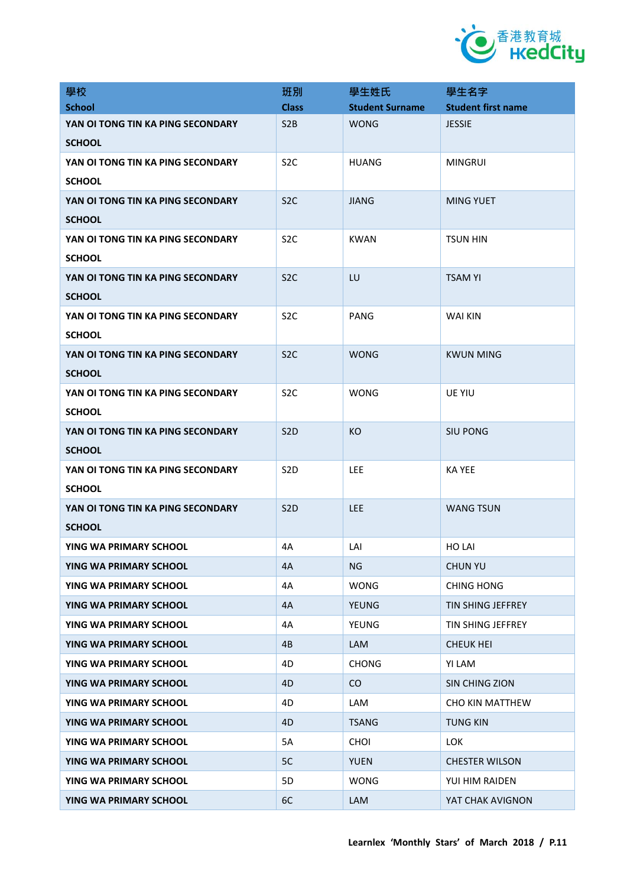| 學校<br>School | 班別<br>Class | 學生姓氏<br>Student Surname | 學生名字<br>Student first name |
|---|---|---|---|
| YAN OI TONG TIN KA PING SECONDARY SCHOOL | S2B | WONG | JESSIE |
| YAN OI TONG TIN KA PING SECONDARY SCHOOL | S2C | HUANG | MINGRUI |
| YAN OI TONG TIN KA PING SECONDARY SCHOOL | S2C | JIANG | MING YUET |
| YAN OI TONG TIN KA PING SECONDARY SCHOOL | S2C | KWAN | TSUN HIN |
| YAN OI TONG TIN KA PING SECONDARY SCHOOL | S2C | LU | TSAM YI |
| YAN OI TONG TIN KA PING SECONDARY SCHOOL | S2C | PANG | WAI KIN |
| YAN OI TONG TIN KA PING SECONDARY SCHOOL | S2C | WONG | KWUN MING |
| YAN OI TONG TIN KA PING SECONDARY SCHOOL | S2C | WONG | UE YIU |
| YAN OI TONG TIN KA PING SECONDARY SCHOOL | S2D | KO | SIU PONG |
| YAN OI TONG TIN KA PING SECONDARY SCHOOL | S2D | LEE | KA YEE |
| YAN OI TONG TIN KA PING SECONDARY SCHOOL | S2D | LEE | WANG TSUN |
| YING WA PRIMARY SCHOOL | 4A | LAI | HO LAI |
| YING WA PRIMARY SCHOOL | 4A | NG | CHUN YU |
| YING WA PRIMARY SCHOOL | 4A | WONG | CHING HONG |
| YING WA PRIMARY SCHOOL | 4A | YEUNG | TIN SHING JEFFREY |
| YING WA PRIMARY SCHOOL | 4A | YEUNG | TIN SHING JEFFREY |
| YING WA PRIMARY SCHOOL | 4B | LAM | CHEUK HEI |
| YING WA PRIMARY SCHOOL | 4D | CHONG | YI LAM |
| YING WA PRIMARY SCHOOL | 4D | CO | SIN CHING ZION |
| YING WA PRIMARY SCHOOL | 4D | LAM | CHO KIN MATTHEW |
| YING WA PRIMARY SCHOOL | 4D | TSANG | TUNG KIN |
| YING WA PRIMARY SCHOOL | 5A | CHOI | LOK |
| YING WA PRIMARY SCHOOL | 5C | YUEN | CHESTER WILSON |
| YING WA PRIMARY SCHOOL | 5D | WONG | YUI HIM RAIDEN |
| YING WA PRIMARY SCHOOL | 6C | LAM | YAT CHAK AVIGNON |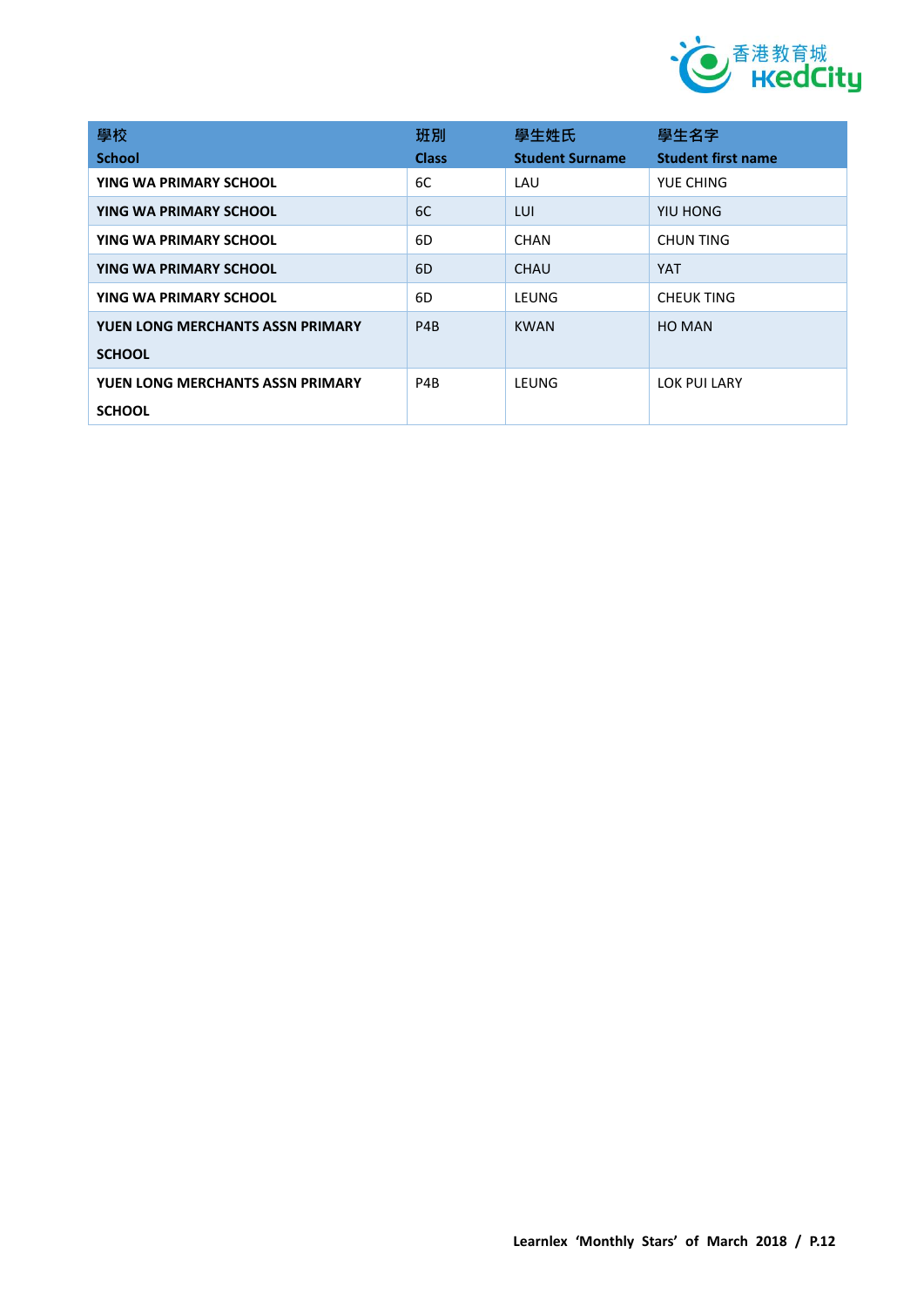| 學校<br>School | 班別<br>Class | 學生姓氏<br>Student Surname | 學生名字<br>Student first name |
|---|---|---|---|
| **YING WA PRIMARY SCHOOL** | 6C | LAU | YUE CHING |
| **YING WA PRIMARY SCHOOL** | 6C | LUI | YIU HONG |
| **YING WA PRIMARY SCHOOL** | 6D | CHAN | CHUN TING |
| **YING WA PRIMARY SCHOOL** | 6D | CHAU | YAT |
| **YING WA PRIMARY SCHOOL** | 6D | LEUNG | CHEUK TING |
| **YUEN LONG MERCHANTS ASSN PRIMARY SCHOOL** | P4B | KWAN | HO MAN |
| **YUEN LONG MERCHANTS ASSN PRIMARY SCHOOL** | P4B | LEUNG | LOK PUI LARY |